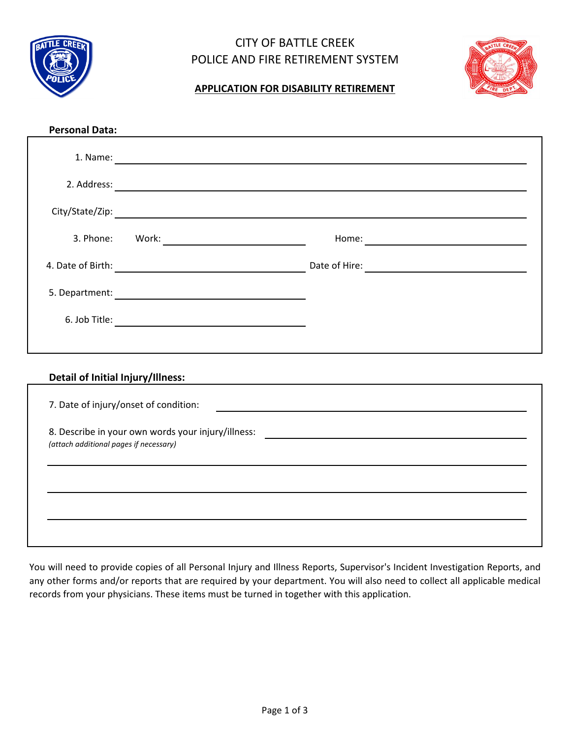# CITY OF BATTLE CREEK
# POLICE AND FIRE RETIREMENT SYSTEM

## APPLICATION FOR DISABILITY RETIREMENT

**Personal Data:**

1. Name: ______________________________

2. Address: ______________________________

City/State/Zip: ______________________________

3. Phone: Work: ______________ Home: ______________

4. Date of Birth: ______________ Date of Hire: ______________

5. Department: ______________

6. Job Title: ______________

**Detail of Initial Injury/Illness:**

7. Date of injury/onset of condition: ______________________________

8. Describe in your own words your injury/illness: ______________________________
*(attach additional pages if necessary)*

______________________________

______________________________

______________________________

You will need to provide copies of all Personal Injury and Illness Reports, Supervisor's Incident Investigation Reports, and any other forms and/or reports that are required by your department. You will also need to collect all applicable medical records from your physicians. These items must be turned in together with this application.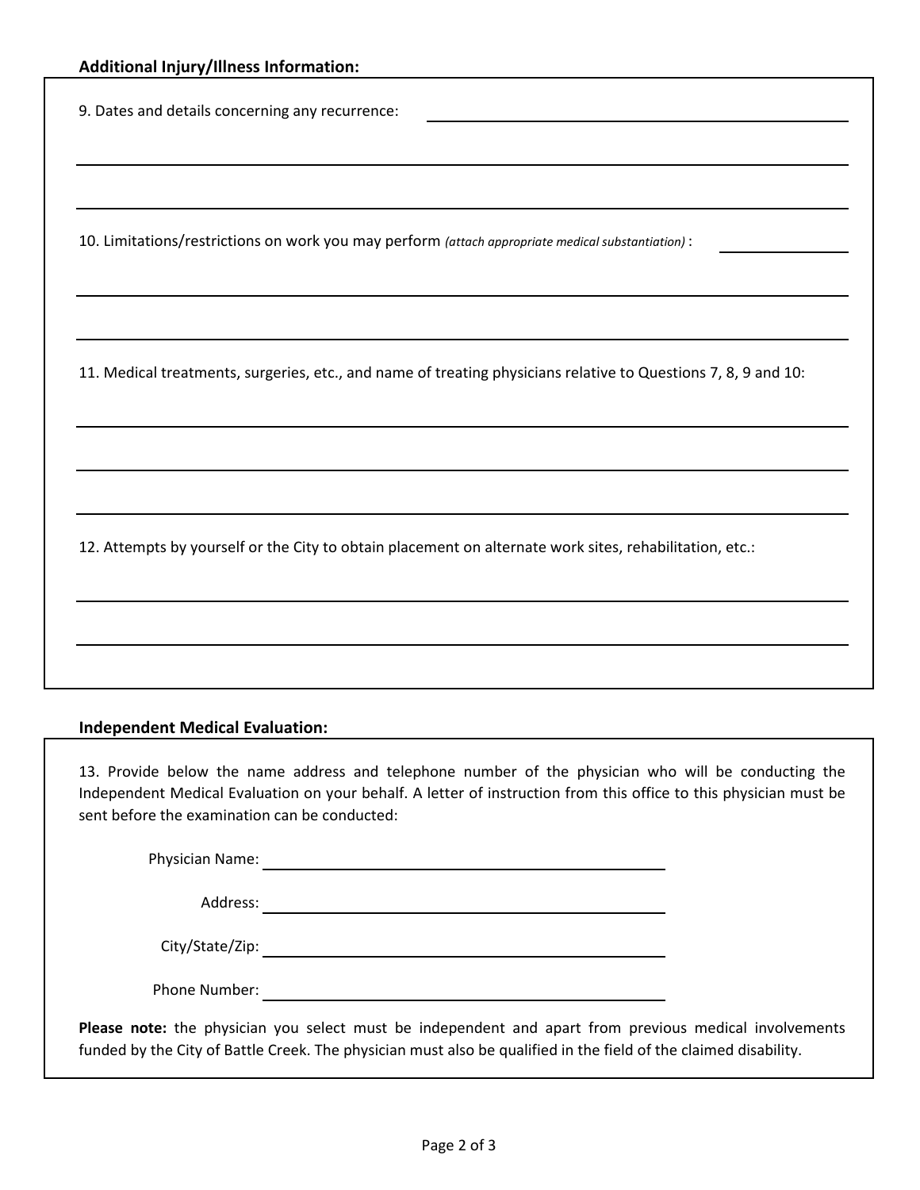**Additional Injury/Illness Information:**

9. Dates and details concerning any recurrence: ______________________________

______________________________________________________________________

______________________________________________________________________

10. Limitations/restrictions on work you may perform *(attach appropriate medical substantiation)* : __________

______________________________________________________________________

______________________________________________________________________

11. Medical treatments, surgeries, etc., and name of treating physicians relative to Questions 7, 8, 9 and 10:

______________________________________________________________________

______________________________________________________________________

______________________________________________________________________

12. Attempts by yourself or the City to obtain placement on alternate work sites, rehabilitation, etc.:

______________________________________________________________________

______________________________________________________________________

**Independent Medical Evaluation:**

13. Provide below the name address and telephone number of the physician who will be conducting the Independent Medical Evaluation on your behalf. A letter of instruction from this office to this physician must be sent before the examination can be conducted:

Physician Name: ______________________________

Address: ______________________________

City/State/Zip: ______________________________

Phone Number: ______________________________

**Please note:** the physician you select must be independent and apart from previous medical involvements funded by the City of Battle Creek. The physician must also be qualified in the field of the claimed disability.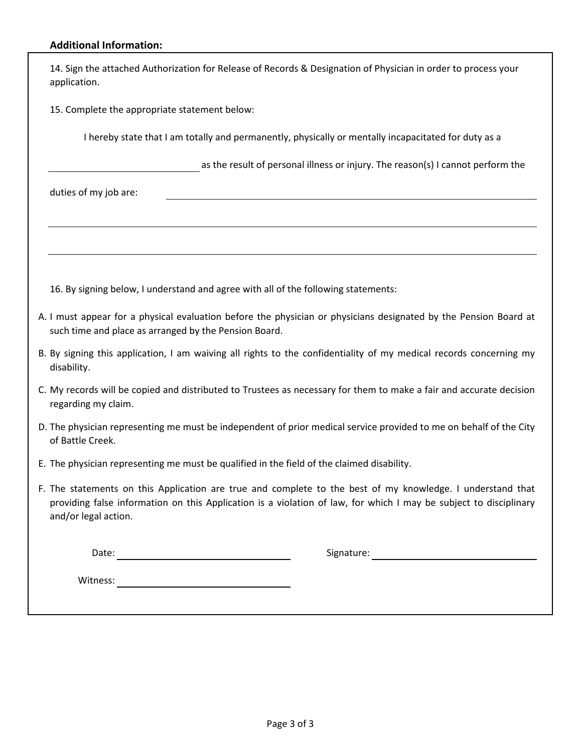**Additional Information:**

14. Sign the attached Authorization for Release of Records & Designation of Physician in order to process your application.

15. Complete the appropriate statement below:

I hereby state that I am totally and permanently, physically or mentally incapacitated for duty as a

______________________________ as the result of personal illness or injury. The reason(s) I cannot perform the

duties of my job are: ____________________________________________________________

______________________________________________________________________________

______________________________________________________________________________

16. By signing below, I understand and agree with all of the following statements:

A. I must appear for a physical evaluation before the physician or physicians designated by the Pension Board at such time and place as arranged by the Pension Board.

B. By signing this application, I am waiving all rights to the confidentiality of my medical records concerning my disability.

C. My records will be copied and distributed to Trustees as necessary for them to make a fair and accurate decision regarding my claim.

D. The physician representing me must be independent of prior medical service provided to me on behalf of the City of Battle Creek.

E. The physician representing me must be qualified in the field of the claimed disability.

F. The statements on this Application are true and complete to the best of my knowledge. I understand that providing false information on this Application is a violation of law, for which I may be subject to disciplinary and/or legal action.

Date: ______________________________ Signature: ______________________________

Witness: ______________________________